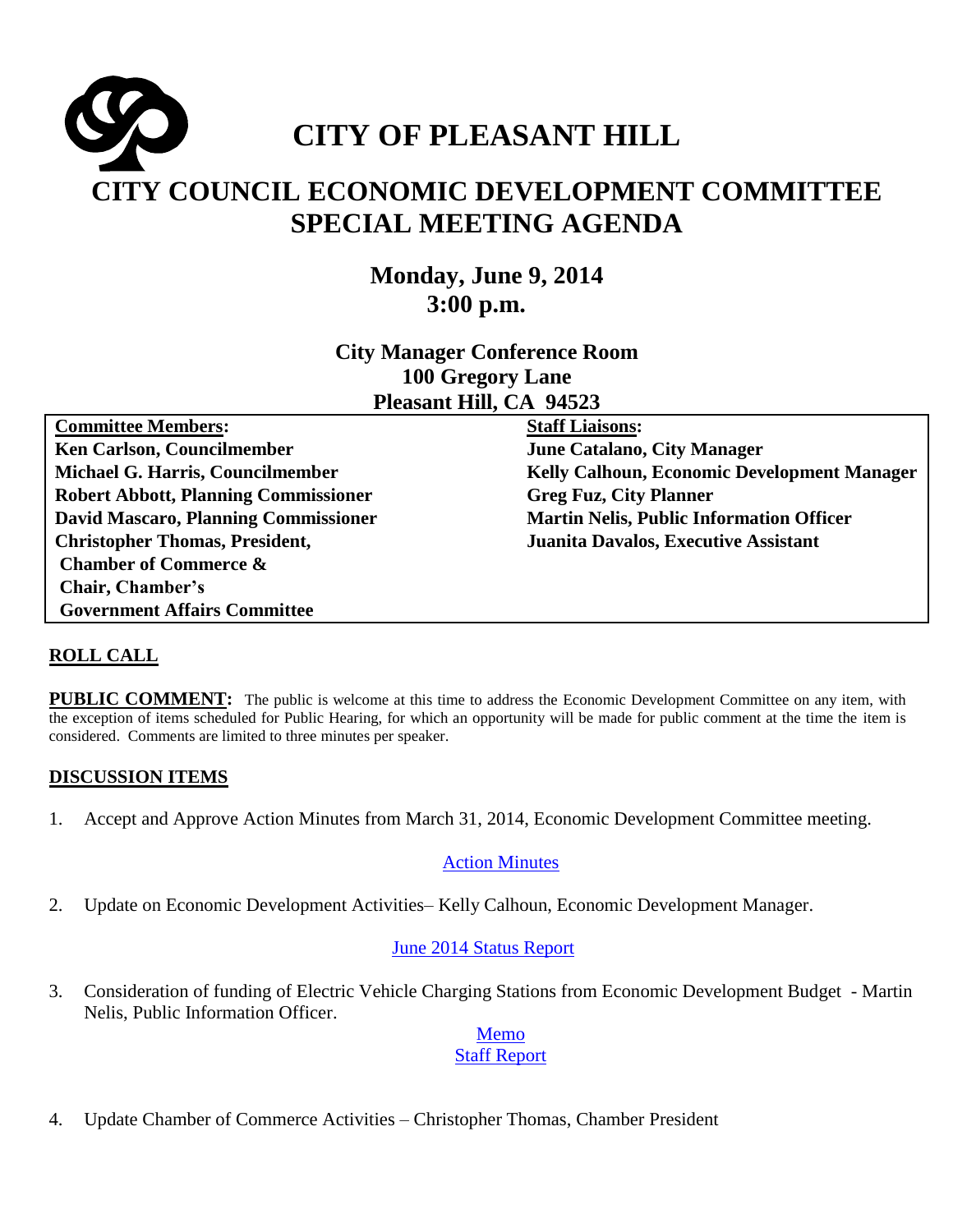# CITY OF PLEASANT HILL

## CITY COUNCIL ECONOMIC DEVELOPMENT COMMITTEE SPECIAL MEETING AGENDA

**Monday, June 9, 2014**
**3:00 p.m.**

**City Manager Conference Room**
**100 Gregory Lane**
**Pleasant Hill, CA 94523**

| **Committee Members:** | **Staff Liaisons:** |
|---|---|
| **Ken Carlson, Councilmember** | **June Catalano, City Manager** |
| **Michael G. Harris, Councilmember** | **Kelly Calhoun, Economic Development Manager** |
| **Robert Abbott, Planning Commissioner** | **Greg Fuz, City Planner** |
| **David Mascaro, Planning Commissioner** | **Martin Nelis, Public Information Officer** |
| **Christopher Thomas, President, Chamber of Commerce & Chair, Chamber's Government Affairs Committee** | **Juanita Davalos, Executive Assistant** |

**ROLL CALL**

**PUBLIC COMMENT:** The public is welcome at this time to address the Economic Development Committee on any item, with the exception of items scheduled for Public Hearing, for which an opportunity will be made for public comment at the time the item is considered. Comments are limited to three minutes per speaker.

**DISCUSSION ITEMS**

1. Accept and Approve Action Minutes from March 31, 2014, Economic Development Committee meeting.

   Action Minutes

2. Update on Economic Development Activities– Kelly Calhoun, Economic Development Manager.

   June 2014 Status Report

3. Consideration of funding of Electric Vehicle Charging Stations from Economic Development Budget - Martin Nelis, Public Information Officer.

   Memo
   Staff Report

4. Update Chamber of Commerce Activities – Christopher Thomas, Chamber President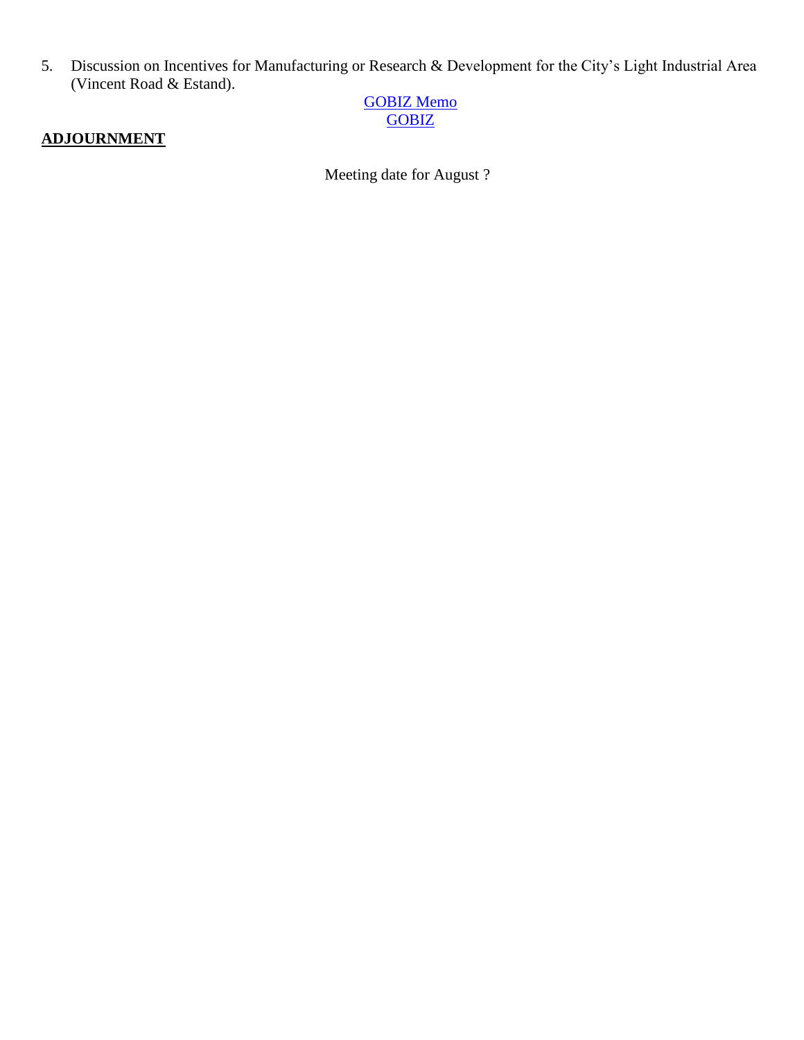5. Discussion on Incentives for Manufacturing or Research & Development for the City's Light Industrial Area (Vincent Road & Estand).

GOBIZ Memo
GOBIZ

**ADJOURNMENT**

Meeting date for August ?